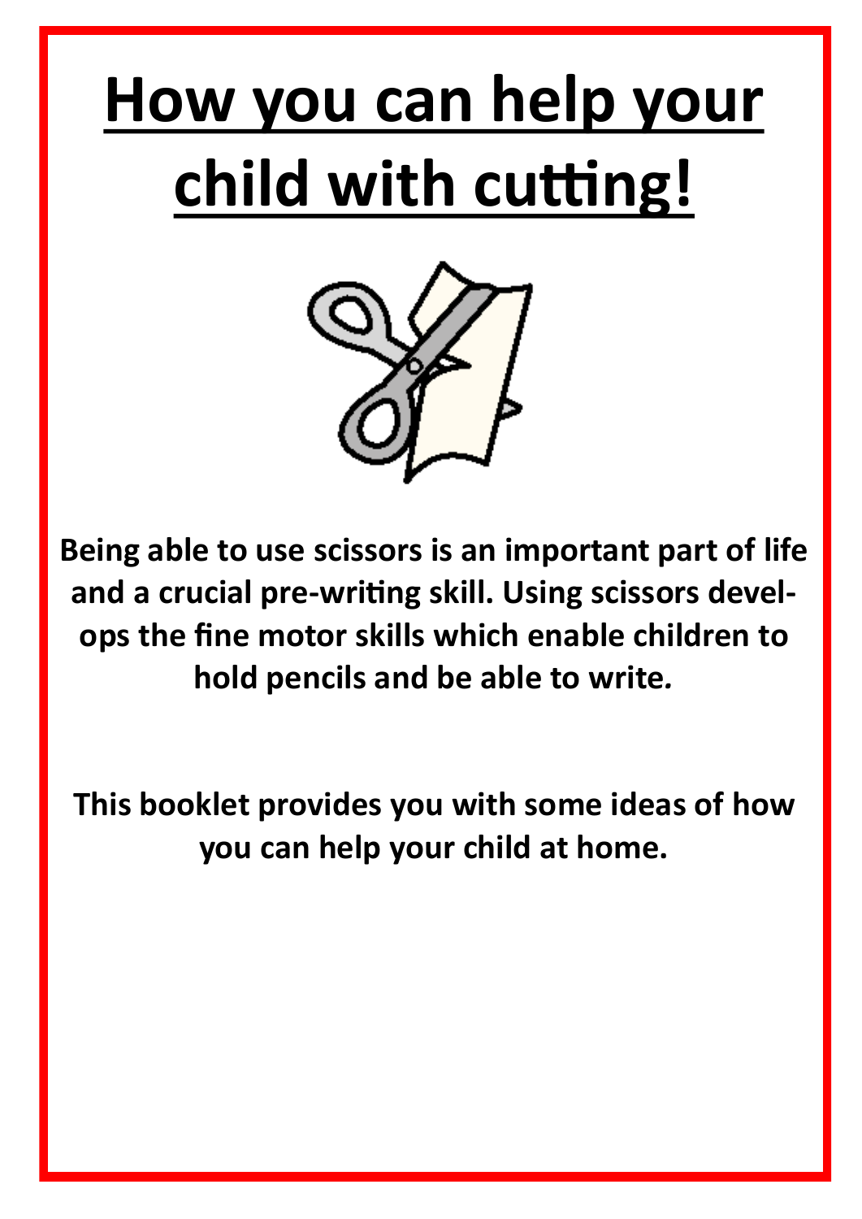# How you can help your child with cutting!

**Being able to use scissors is an important part of life and a crucial pre-writing skill. Using scissors develops the fine motor skills which enable children to hold pencils and be able to write.**

**This booklet provides you with some ideas of how you can help your child at home.**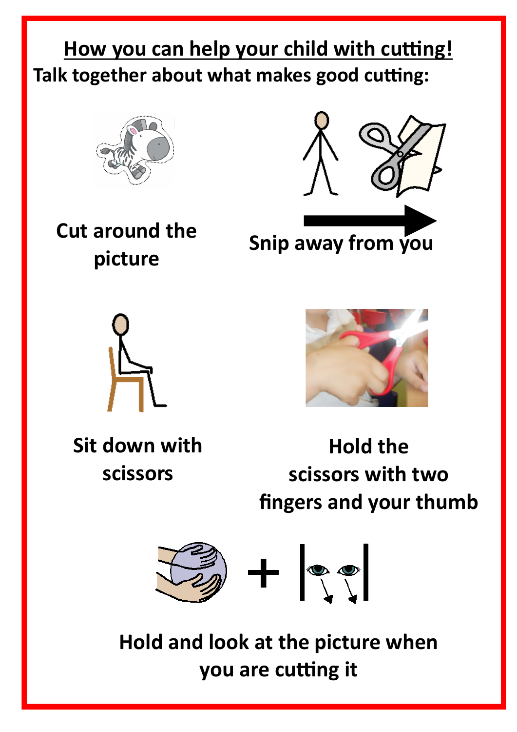# How you can help your child with cutting!

**Talk together about what makes good cutting:**

**Cut around the picture**

**Snip away from you**

**Sit down with scissors**

**Hold the scissors with two fingers and your thumb**

**Hold and look at the picture when you are cutting it**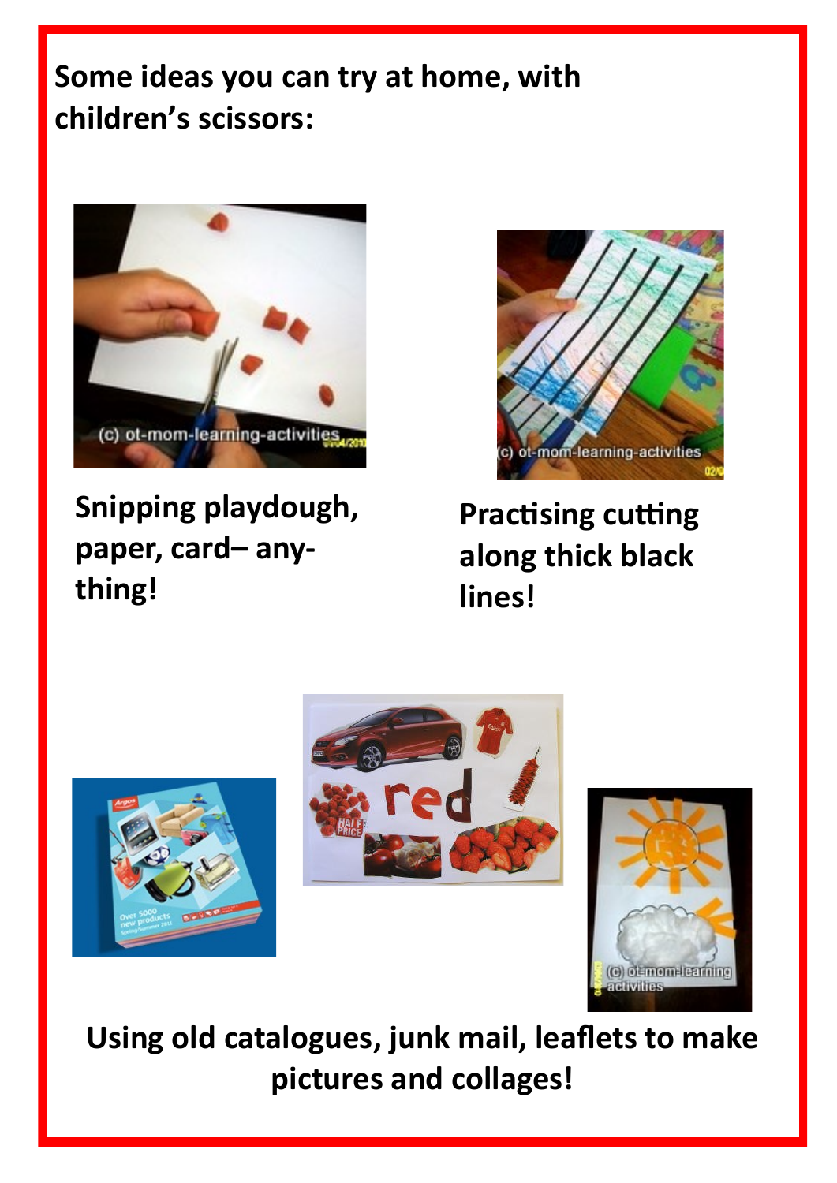**Some ideas you can try at home, with children's scissors:**

**Snipping playdough, paper, card– any-thing!**

**Practising cutting along thick black lines!**

**Using old catalogues, junk mail, leaflets to make pictures and collages!**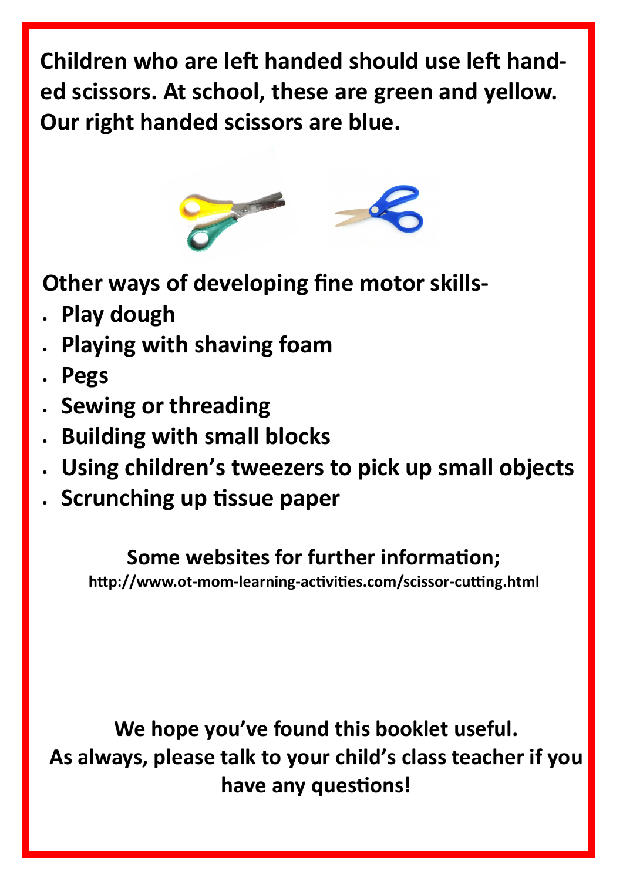**Children who are left handed should use left handed scissors. At school, these are green and yellow. Our right handed scissors are blue.**

**Other ways of developing fine motor skills-**

- **Play dough**
- **Playing with shaving foam**
- **Pegs**
- **Sewing or threading**
- **Building with small blocks**
- **Using children's tweezers to pick up small objects**
- **Scrunching up tissue paper**

**Some websites for further information;**

**http://www.ot-mom-learning-activities.com/scissor-cutting.html**

**We hope you've found this booklet useful.**
**As always, please talk to your child's class teacher if you have any questions!**